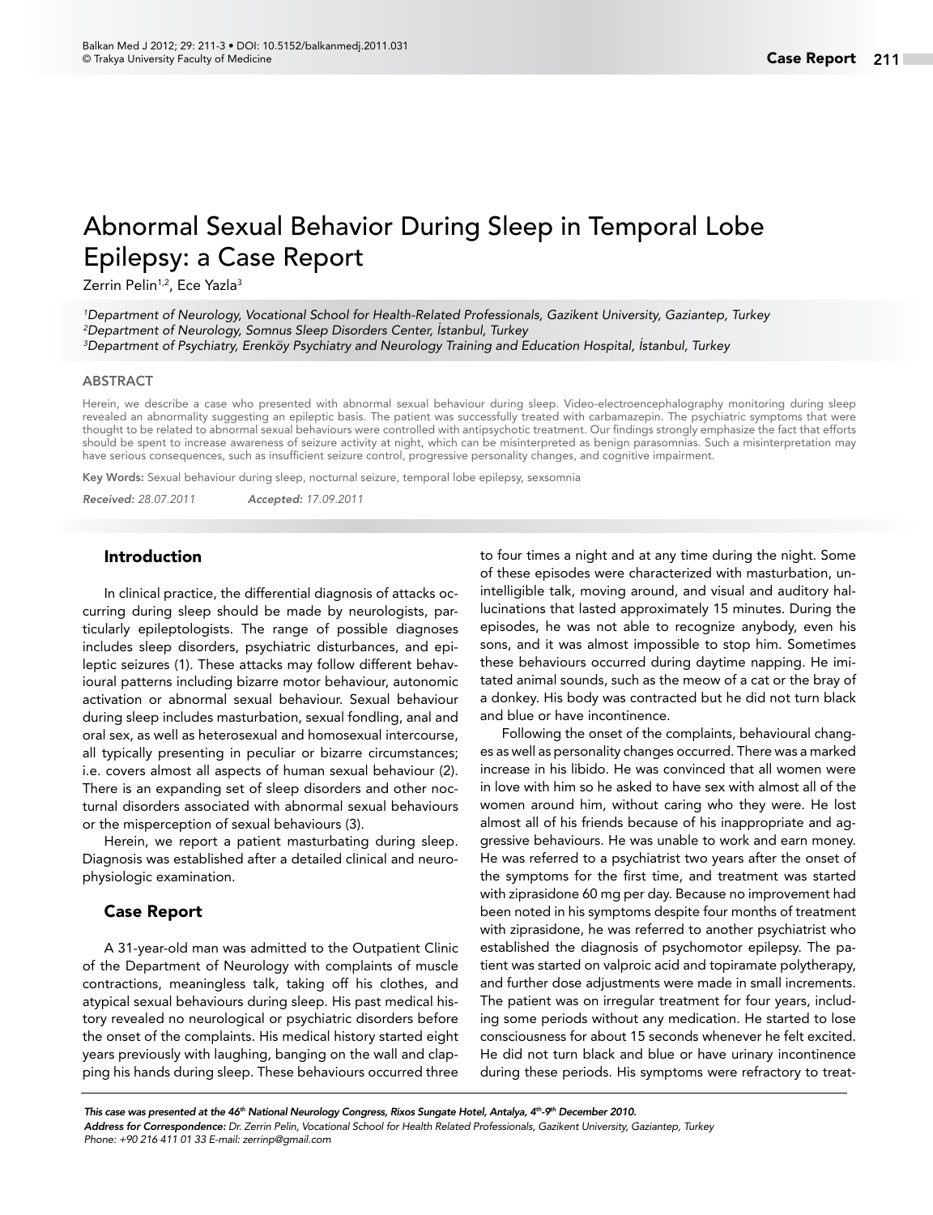# Abnormal Sexual Behavior During Sleep in Temporal Lobe Epilepsy: a Case Report

Zerrin Pelin[1,2], Ece Yazla[3]

*[1]Department of Neurology, Vocational School for Health-Related Professionals, Gazikent University, Gaziantep, Turkey*
*[2]Department of Neurology, Somnus Sleep Disorders Center, İstanbul, Turkey*
*[3]Department of Psychiatry, Erenköy Psychiatry and Neurology Training and Education Hospital, İstanbul, Turkey*

## ABSTRACT

Herein, we describe a case who presented with abnormal sexual behaviour during sleep. Video-electroencephalography monitoring during sleep revealed an abnormality suggesting an epileptic basis. The patient was successfully treated with carbamazepin. The psychiatric symptoms that were thought to be related to abnormal sexual behaviours were controlled with antipsychotic treatment. Our findings strongly emphasize the fact that efforts should be spent to increase awareness of seizure activity at night, which can be misinterpreted as benign parasomnias. Such a misinterpretation may have serious consequences, such as insufficient seizure control, progressive personality changes, and cognitive impairment.

**Key Words:** Sexual behaviour during sleep, nocturnal seizure, temporal lobe epilepsy, sexsomnia

***Received:** 28.07.2011* ***Accepted:** 17.09.2011*

## Introduction

In clinical practice, the differential diagnosis of attacks occurring during sleep should be made by neurologists, particularly epileptologists. The range of possible diagnoses includes sleep disorders, psychiatric disturbances, and epileptic seizures (1). These attacks may follow different behavioural patterns including bizarre motor behaviour, autonomic activation or abnormal sexual behaviour. Sexual behaviour during sleep includes masturbation, sexual fondling, anal and oral sex, as well as heterosexual and homosexual intercourse, all typically presenting in peculiar or bizarre circumstances; i.e. covers almost all aspects of human sexual behaviour (2). There is an expanding set of sleep disorders and other nocturnal disorders associated with abnormal sexual behaviours or the misperception of sexual behaviours (3).

Herein, we report a patient masturbating during sleep. Diagnosis was established after a detailed clinical and neurophysiologic examination.

## Case Report

A 31-year-old man was admitted to the Outpatient Clinic of the Department of Neurology with complaints of muscle contractions, meaningless talk, taking off his clothes, and atypical sexual behaviours during sleep. His past medical history revealed no neurological or psychiatric disorders before the onset of the complaints. His medical history started eight years previously with laughing, banging on the wall and clapping his hands during sleep. These behaviours occurred three to four times a night and at any time during the night. Some of these episodes were characterized with masturbation, unintelligible talk, moving around, and visual and auditory hallucinations that lasted approximately 15 minutes. During the episodes, he was not able to recognize anybody, even his sons, and it was almost impossible to stop him. Sometimes these behaviours occurred during daytime napping. He imitated animal sounds, such as the meow of a cat or the bray of a donkey. His body was contracted but he did not turn black and blue or have incontinence.

Following the onset of the complaints, behavioural changes as well as personality changes occurred. There was a marked increase in his libido. He was convinced that all women were in love with him so he asked to have sex with almost all of the women around him, without caring who they were. He lost almost all of his friends because of his inappropriate and aggressive behaviours. He was unable to work and earn money. He was referred to a psychiatrist two years after the onset of the symptoms for the first time, and treatment was started with ziprasidone 60 mg per day. Because no improvement had been noted in his symptoms despite four months of treatment with ziprasidone, he was referred to another psychiatrist who established the diagnosis of psychomotor epilepsy. The patient was started on valproic acid and topiramate polytherapy, and further dose adjustments were made in small increments. The patient was on irregular treatment for four years, including some periods without any medication. He started to lose consciousness for about 15 seconds whenever he felt excited. He did not turn black and blue or have urinary incontinence during these periods. His symptoms were refractory to treat-

---

*This case was presented at the 46th National Neurology Congress, Rixos Sungate Hotel, Antalya, 4th-9th December 2010.*
***Address for Correspondence:** Dr. Zerrin Pelin, Vocational School for Health Related Professionals, Gazikent University, Gaziantep, Turkey*
*Phone: +90 216 411 01 33 E-mail: zerrinp@gmail.com*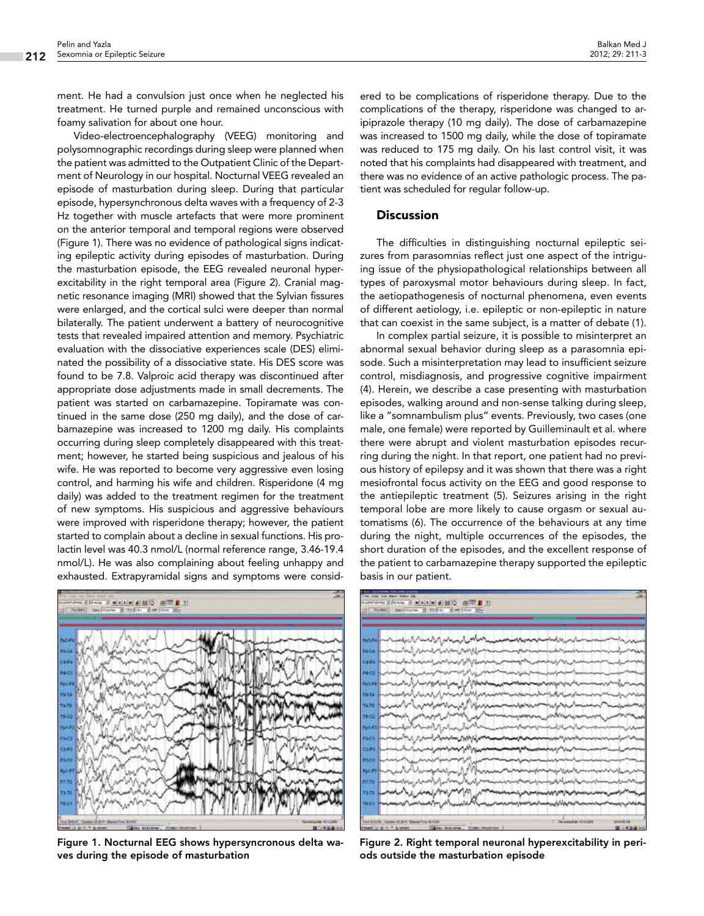ment. He had a convulsion just once when he neglected his treatment. He turned purple and remained unconscious with foamy salivation for about one hour.

Video-electroencephalography (VEEG) monitoring and polysomnographic recordings during sleep were planned when the patient was admitted to the Outpatient Clinic of the Department of Neurology in our hospital. Nocturnal VEEG revealed an episode of masturbation during sleep. During that particular episode, hypersynchronous delta waves with a frequency of 2-3 Hz together with muscle artefacts that were more prominent on the anterior temporal and temporal regions were observed (Figure 1). There was no evidence of pathological signs indicating epileptic activity during episodes of masturbation. During the masturbation episode, the EEG revealed neuronal hyperexcitability in the right temporal area (Figure 2). Cranial magnetic resonance imaging (MRI) showed that the Sylvian fissures were enlarged, and the cortical sulci were deeper than normal bilaterally. The patient underwent a battery of neurocognitive tests that revealed impaired attention and memory. Psychiatric evaluation with the dissociative experiences scale (DES) eliminated the possibility of a dissociative state. His DES score was found to be 7.8. Valproic acid therapy was discontinued after appropriate dose adjustments made in small decrements. The patient was started on carbamazepine. Topiramate was continued in the same dose (250 mg daily), and the dose of carbamazepine was increased to 1200 mg daily. His complaints occurring during sleep completely disappeared with this treatment; however, he started being suspicious and jealous of his wife. He was reported to become very aggressive even losing control, and harming his wife and children. Risperidone (4 mg daily) was added to the treatment regimen for the treatment of new symptoms. His suspicious and aggressive behaviours were improved with risperidone therapy; however, the patient started to complain about a decline in sexual functions. His prolactin level was 40.3 nmol/L (normal reference range, 3.46-19.4 nmol/L). He was also complaining about feeling unhappy and exhausted. Extrapyramidal signs and symptoms were considered to be complications of risperidone therapy. Due to the complications of the therapy, risperidone was changed to aripiprazole therapy (10 mg daily). The dose of carbamazepine was increased to 1500 mg daily, while the dose of topiramate was reduced to 175 mg daily. On his last control visit, it was noted that his complaints had disappeared with treatment, and there was no evidence of an active pathologic process. The patient was scheduled for regular follow-up.

## Discussion

The difficulties in distinguishing nocturnal epileptic seizures from parasomnias reflect just one aspect of the intriguing issue of the physiopathological relationships between all types of paroxysmal motor behaviours during sleep. In fact, the aetiopathogenesis of nocturnal phenomena, even events of different aetiology, i.e. epileptic or non-epileptic in nature that can coexist in the same subject, is a matter of debate (1).

In complex partial seizure, it is possible to misinterpret an abnormal sexual behavior during sleep as a parasomnia episode. Such a misinterpretation may lead to insufficient seizure control, misdiagnosis, and progressive cognitive impairment (4). Herein, we describe a case presenting with masturbation episodes, walking around and non-sense talking during sleep, like a "somnambulism plus" events. Previously, two cases (one male, one female) were reported by Guilleminault et al. where there were abrupt and violent masturbation episodes recurring during the night. In that report, one patient had no previous history of epilepsy and it was shown that there was a right mesiofrontal focus activity on the EEG and good response to the antiepileptic treatment (5). Seizures arising in the right temporal lobe are more likely to cause orgasm or sexual automatisms (6). The occurrence of the behaviours at any time during the night, multiple occurrences of the episodes, the short duration of the episodes, and the excellent response of the patient to carbamazepine therapy supported the epileptic basis in our patient.

**Figure 1. Nocturnal EEG shows hypersyncronous delta waves during the episode of masturbation**

**Figure 2. Right temporal neuronal hyperexcitability in periods outside the masturbation episode**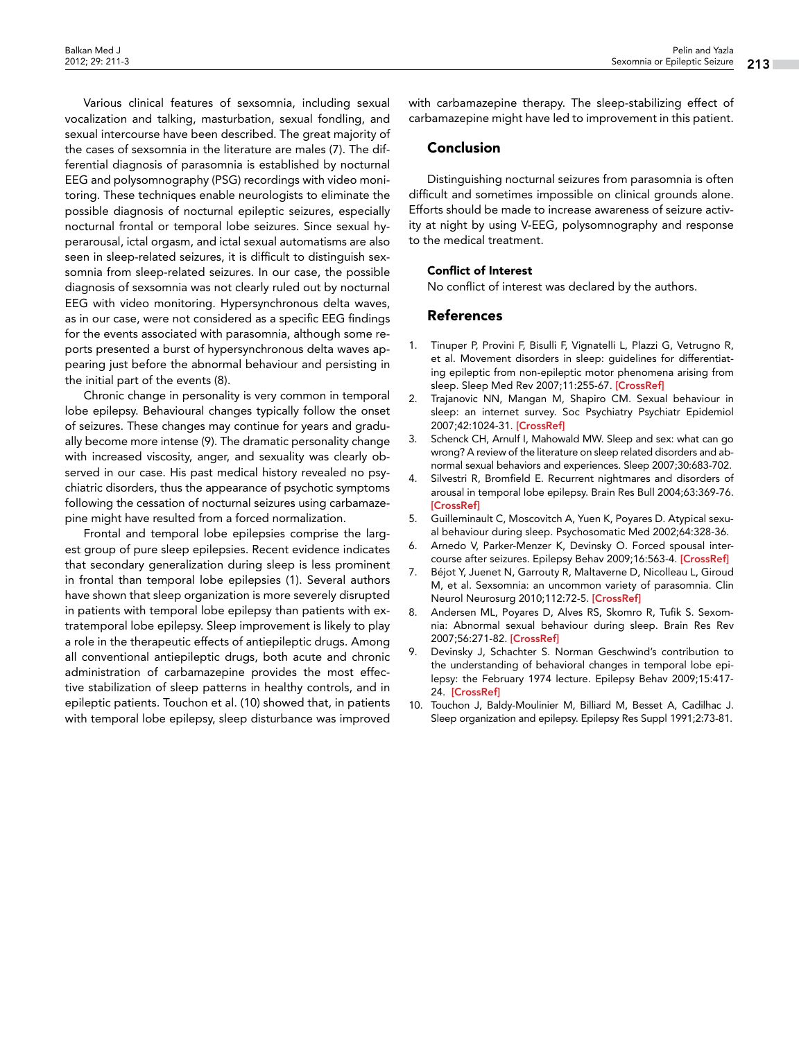Various clinical features of sexsomnia, including sexual vocalization and talking, masturbation, sexual fondling, and sexual intercourse have been described. The great majority of the cases of sexsomnia in the literature are males (7). The differential diagnosis of parasomnia is established by nocturnal EEG and polysomnography (PSG) recordings with video monitoring. These techniques enable neurologists to eliminate the possible diagnosis of nocturnal epileptic seizures, especially nocturnal frontal or temporal lobe seizures. Since sexual hyperarousal, ictal orgasm, and ictal sexual automatisms are also seen in sleep-related seizures, it is difficult to distinguish sexsomnia from sleep-related seizures. In our case, the possible diagnosis of sexsomnia was not clearly ruled out by nocturnal EEG with video monitoring. Hypersynchronous delta waves, as in our case, were not considered as a specific EEG findings for the events associated with parasomnia, although some reports presented a burst of hypersynchronous delta waves appearing just before the abnormal behaviour and persisting in the initial part of the events (8).

Chronic change in personality is very common in temporal lobe epilepsy. Behavioural changes typically follow the onset of seizures. These changes may continue for years and gradually become more intense (9). The dramatic personality change with increased viscosity, anger, and sexuality was clearly observed in our case. His past medical history revealed no psychiatric disorders, thus the appearance of psychotic symptoms following the cessation of nocturnal seizures using carbamazepine might have resulted from a forced normalization.

Frontal and temporal lobe epilepsies comprise the largest group of pure sleep epilepsies. Recent evidence indicates that secondary generalization during sleep is less prominent in frontal than temporal lobe epilepsies (1). Several authors have shown that sleep organization is more severely disrupted in patients with temporal lobe epilepsy than patients with extratemporal lobe epilepsy. Sleep improvement is likely to play a role in the therapeutic effects of antiepileptic drugs. Among all conventional antiepileptic drugs, both acute and chronic administration of carbamazepine provides the most effective stabilization of sleep patterns in healthy controls, and in epileptic patients. Touchon et al. (10) showed that, in patients with temporal lobe epilepsy, sleep disturbance was improved with carbamazepine therapy. The sleep-stabilizing effect of carbamazepine might have led to improvement in this patient.

## Conclusion

Distinguishing nocturnal seizures from parasomnia is often difficult and sometimes impossible on clinical grounds alone. Efforts should be made to increase awareness of seizure activity at night by using V-EEG, polysomnography and response to the medical treatment.

### Conflict of Interest

No conflict of interest was declared by the authors.

## References

1. Tinuper P, Provini F, Bisulli F, Vignatelli L, Plazzi G, Vetrugno R, et al. Movement disorders in sleep: guidelines for differentiating epileptic from non-epileptic motor phenomena arising from sleep. Sleep Med Rev 2007;11:255-67. [CrossRef]
2. Trajanovic NN, Mangan M, Shapiro CM. Sexual behaviour in sleep: an internet survey. Soc Psychiatry Psychiatr Epidemiol 2007;42:1024-31. [CrossRef]
3. Schenck CH, Arnulf I, Mahowald MW. Sleep and sex: what can go wrong? A review of the literature on sleep related disorders and abnormal sexual behaviors and experiences. Sleep 2007;30:683-702.
4. Silvestri R, Bromfield E. Recurrent nightmares and disorders of arousal in temporal lobe epilepsy. Brain Res Bull 2004;63:369-76. [CrossRef]
5. Guilleminault C, Moscovitch A, Yuen K, Poyares D. Atypical sexual behaviour during sleep. Psychosomatic Med 2002;64:328-36.
6. Arnedo V, Parker-Menzer K, Devinsky O. Forced spousal intercourse after seizures. Epilepsy Behav 2009;16:563-4. [CrossRef]
7. Béjot Y, Juenet N, Garrouty R, Maltaverne D, Nicolleau L, Giroud M, et al. Sexsomnia: an uncommon variety of parasomnia. Clin Neurol Neurosurg 2010;112:72-5. [CrossRef]
8. Andersen ML, Poyares D, Alves RS, Skomro R, Tufik S. Sexomnia: Abnormal sexual behaviour during sleep. Brain Res Rev 2007;56:271-82. [CrossRef]
9. Devinsky J, Schachter S. Norman Geschwind's contribution to the understanding of behavioral changes in temporal lobe epilepsy: the February 1974 lecture. Epilepsy Behav 2009;15:417-24. [CrossRef]
10. Touchon J, Baldy-Moulinier M, Billiard M, Besset A, Cadilhac J. Sleep organization and epilepsy. Epilepsy Res Suppl 1991;2:73-81.